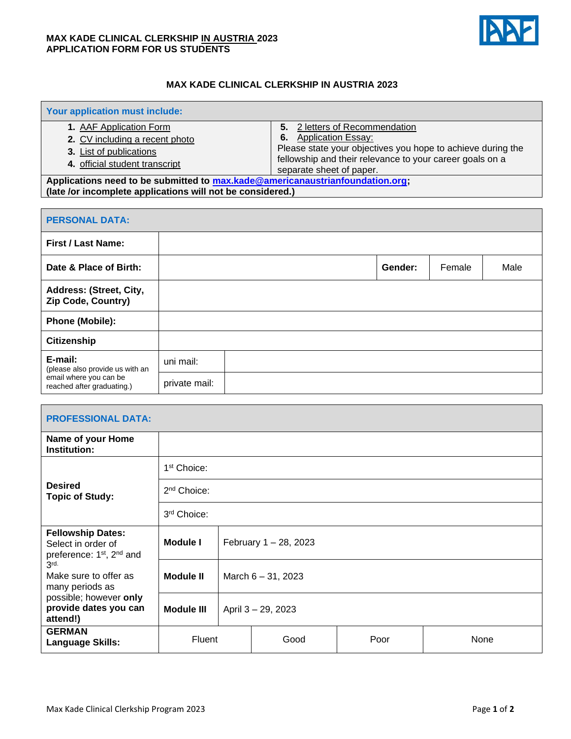**MAX KADE CLINICAL CLERKSHIP IN AUSTRIA 2023**
**APPLICATION FORM FOR US STUDENTS**

# MAX KADE CLINICAL CLERKSHIP IN AUSTRIA 2023

| Your application must include: | |
|---|---|
| 1. AAF Application Form<br>2. CV including a recent photo<br>3. List of publications<br>4. official student transcript | 5. 2 letters of Recommendation<br>6. Application Essay:<br>Please state your objectives you hope to achieve during the fellowship and their relevance to your career goals on a separate sheet of paper. |

**Applications need to be submitted to max.kade@americanaustrianfoundation.org;**
**(late /or incomplete applications will not be considered.)**

| PERSONAL DATA: | | | | | |
|---|---|---|---|---|---|
| **First / Last Name:** | | | | | |
| **Date & Place of Birth:** | | | **Gender:** | Female | Male |
| **Address: (Street, City, Zip Code, Country)** | | | | | |
| **Phone (Mobile):** | | | | | |
| **Citizenship** | | | | | |
| **E-mail:** (please also provide us with an email where you can be reached after graduating.) | uni mail: | | | | |
| | private mail: | | | | |

| PROFESSIONAL DATA: | | | | |
|---|---|---|---|---|
| **Name of your Home Institution:** | | | | |
| **Desired Topic of Study:** | 1st Choice: | | | |
| | 2nd Choice: | | | |
| | 3rd Choice: | | | |
| **Fellowship Dates:** Select in order of preference: 1st, 2nd and 3rd. Make sure to offer as many periods as possible; however **only provide dates you can attend!)** | **Module I** | February 1 – 28, 2023 | | |
| | **Module II** | March 6 – 31, 2023 | | |
| | **Module III** | April 3 – 29, 2023 | | |
| **GERMAN Language Skills:** | Fluent | Good | Poor | None |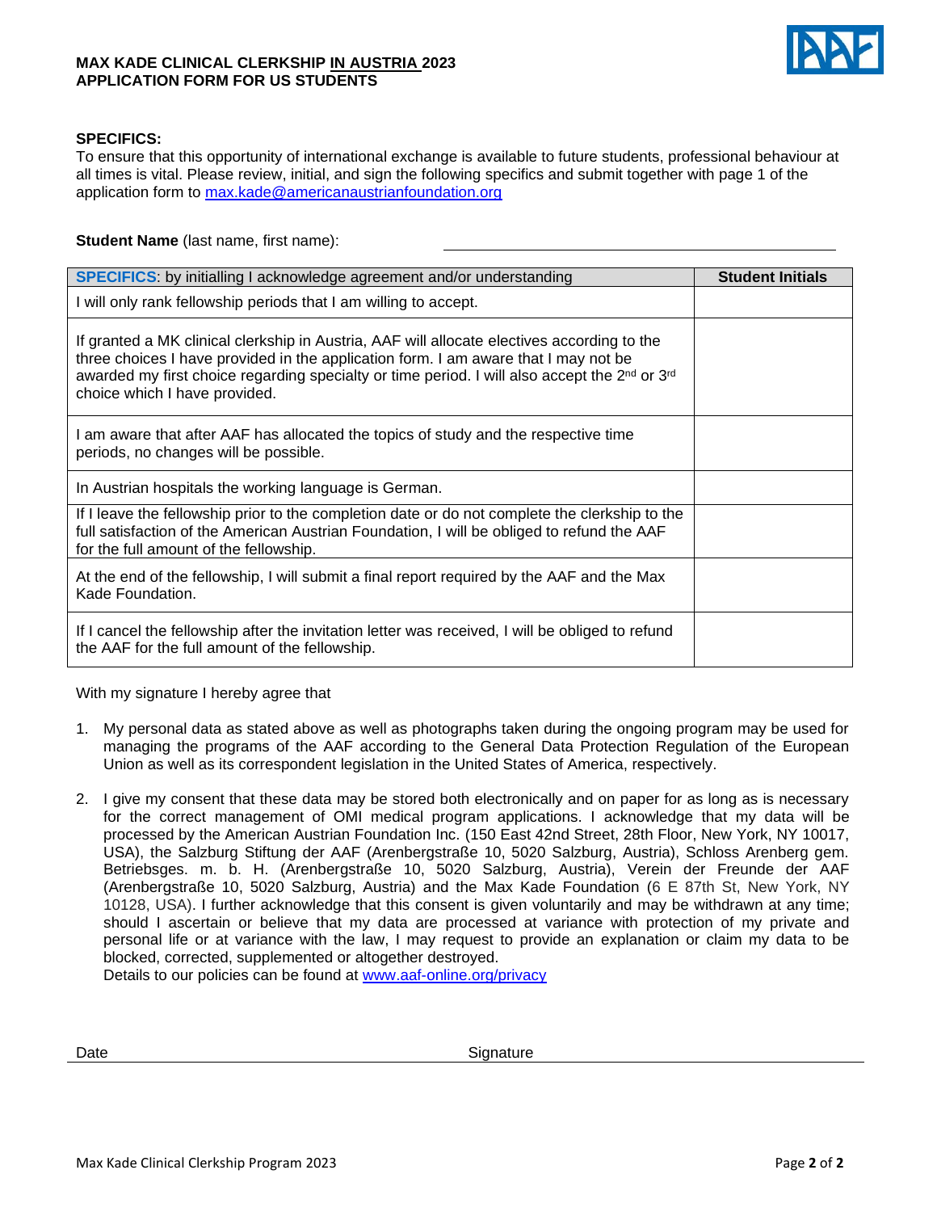**MAX KADE CLINICAL CLERKSHIP IN AUSTRIA 2023**
**APPLICATION FORM FOR US STUDENTS**

### SPECIFICS:

To ensure that this opportunity of international exchange is available to future students, professional behaviour at all times is vital. Please review, initial, and sign the following specifics and submit together with page 1 of the application form to max.kade@americanaustrianfoundation.org

**Student Name** (last name, first name): ____________________________

| SPECIFICS: by initialling I acknowledge agreement and/or understanding | Student Initials |
|---|---|
| I will only rank fellowship periods that I am willing to accept. | |
| If granted a MK clinical clerkship in Austria, AAF will allocate electives according to the three choices I have provided in the application form. I am aware that I may not be awarded my first choice regarding specialty or time period. I will also accept the 2nd or 3rd choice which I have provided. | |
| I am aware that after AAF has allocated the topics of study and the respective time periods, no changes will be possible. | |
| In Austrian hospitals the working language is German. | |
| If I leave the fellowship prior to the completion date or do not complete the clerkship to the full satisfaction of the American Austrian Foundation, I will be obliged to refund the AAF for the full amount of the fellowship. | |
| At the end of the fellowship, I will submit a final report required by the AAF and the Max Kade Foundation. | |
| If I cancel the fellowship after the invitation letter was received, I will be obliged to refund the AAF for the full amount of the fellowship. | |

With my signature I hereby agree that

1. My personal data as stated above as well as photographs taken during the ongoing program may be used for managing the programs of the AAF according to the General Data Protection Regulation of the European Union as well as its correspondent legislation in the United States of America, respectively.

2. I give my consent that these data may be stored both electronically and on paper for as long as is necessary for the correct management of OMI medical program applications. I acknowledge that my data will be processed by the American Austrian Foundation Inc. (150 East 42nd Street, 28th Floor, New York, NY 10017, USA), the Salzburg Stiftung der AAF (Arenbergstraße 10, 5020 Salzburg, Austria), Schloss Arenberg gem. Betriebsges. m. b. H. (Arenbergstraße 10, 5020 Salzburg, Austria), Verein der Freunde der AAF (Arenbergstraße 10, 5020 Salzburg, Austria) and the Max Kade Foundation (6 E 87th St, New York, NY 10128, USA). I further acknowledge that this consent is given voluntarily and may be withdrawn at any time; should I ascertain or believe that my data are processed at variance with protection of my private and personal life or at variance with the law, I may request to provide an explanation or claim my data to be blocked, corrected, supplemented or altogether destroyed.
   Details to our policies can be found at www.aaf-online.org/privacy

Date ____________________ Signature ____________________